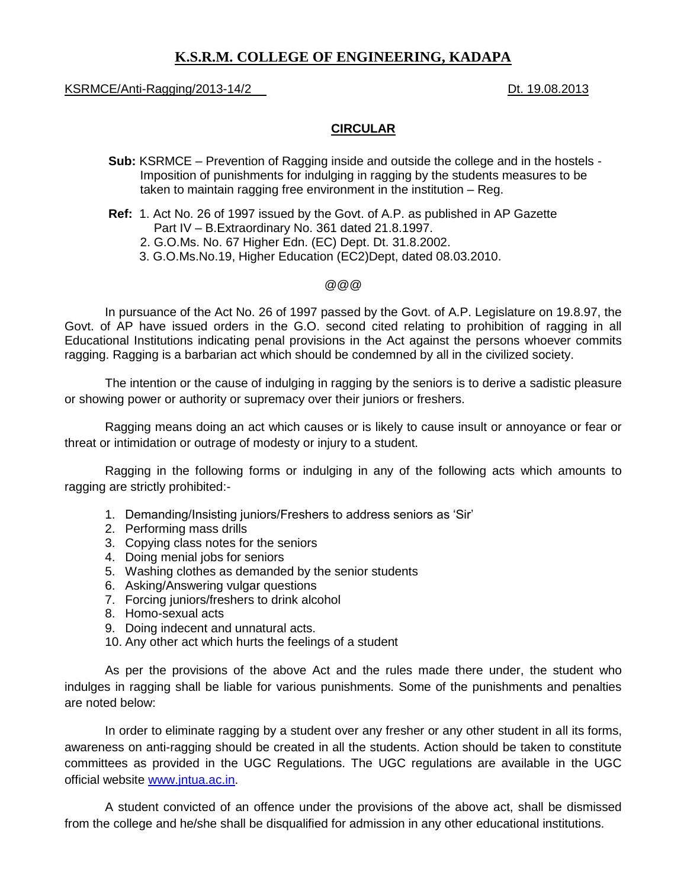# K.S.R.M. COLLEGE OF ENGINEERING, KADAPA

KSRMCE/Anti-Ragging/2013-14/2 Dt. 19.08.2013

## CIRCULAR

**Sub:** KSRMCE – Prevention of Ragging inside and outside the college and in the hostels - Imposition of punishments for indulging in ragging by the students measures to be taken to maintain ragging free environment in the institution – Reg.

**Ref:** 1. Act No. 26 of 1997 issued by the Govt. of A.P. as published in AP Gazette Part IV – B.Extraordinary No. 361 dated 21.8.1997.
2. G.O.Ms. No. 67 Higher Edn. (EC) Dept. Dt. 31.8.2002.
3. G.O.Ms.No.19, Higher Education (EC2)Dept, dated 08.03.2010.

@@@

In pursuance of the Act No. 26 of 1997 passed by the Govt. of A.P. Legislature on 19.8.97, the Govt. of AP have issued orders in the G.O. second cited relating to prohibition of ragging in all Educational Institutions indicating penal provisions in the Act against the persons whoever commits ragging. Ragging is a barbarian act which should be condemned by all in the civilized society.

The intention or the cause of indulging in ragging by the seniors is to derive a sadistic pleasure or showing power or authority or supremacy over their juniors or freshers.

Ragging means doing an act which causes or is likely to cause insult or annoyance or fear or threat or intimidation or outrage of modesty or injury to a student.

Ragging in the following forms or indulging in any of the following acts which amounts to ragging are strictly prohibited:-

1. Demanding/Insisting juniors/Freshers to address seniors as 'Sir'
2. Performing mass drills
3. Copying class notes for the seniors
4. Doing menial jobs for seniors
5. Washing clothes as demanded by the senior students
6. Asking/Answering vulgar questions
7. Forcing juniors/freshers to drink alcohol
8. Homo-sexual acts
9. Doing indecent and unnatural acts.
10. Any other act which hurts the feelings of a student

As per the provisions of the above Act and the rules made there under, the student who indulges in ragging shall be liable for various punishments. Some of the punishments and penalties are noted below:

In order to eliminate ragging by a student over any fresher or any other student in all its forms, awareness on anti-ragging should be created in all the students. Action should be taken to constitute committees as provided in the UGC Regulations. The UGC regulations are available in the UGC official website www.jntua.ac.in.

A student convicted of an offence under the provisions of the above act, shall be dismissed from the college and he/she shall be disqualified for admission in any other educational institutions.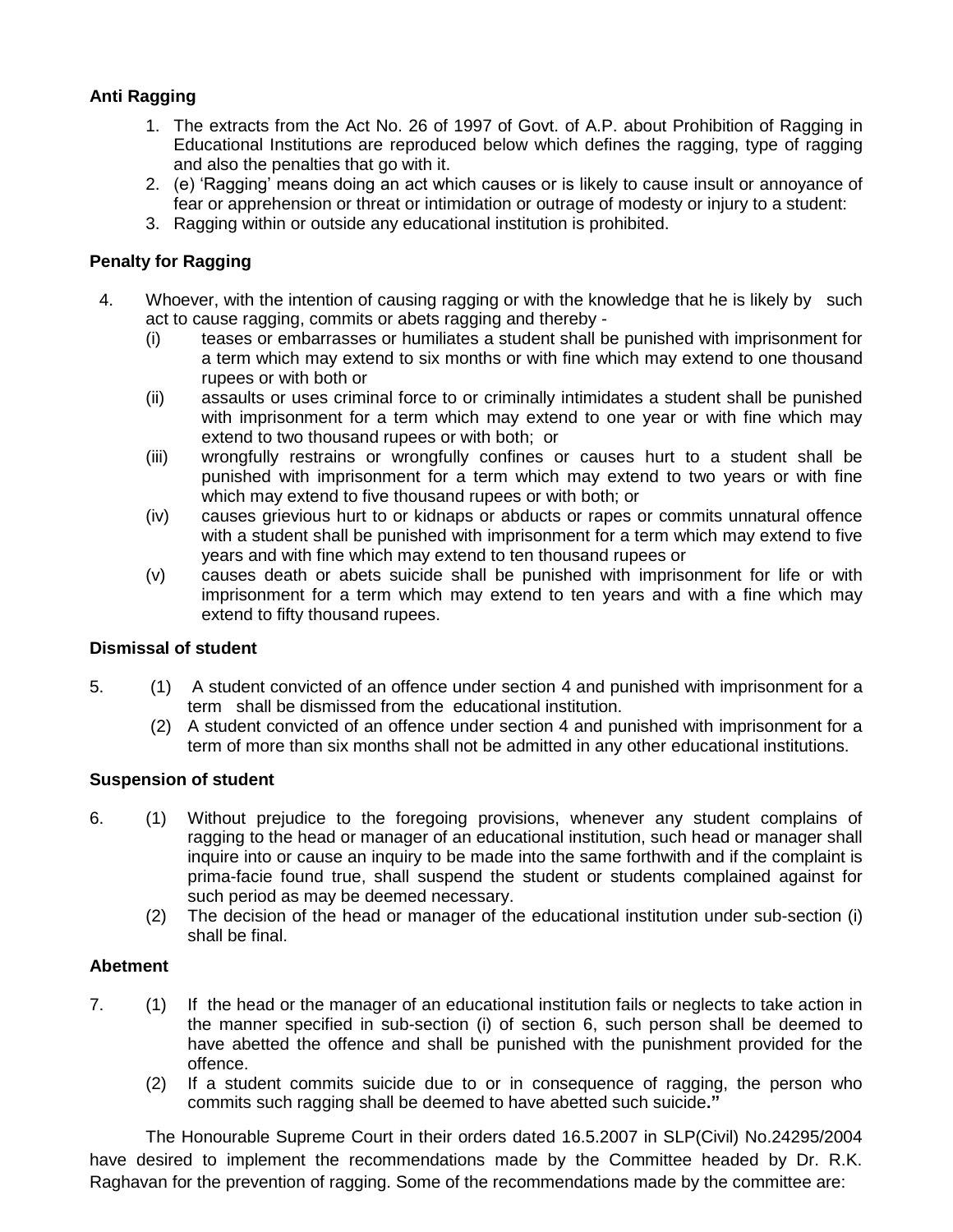**Anti Ragging**

1. The extracts from the Act No. 26 of 1997 of Govt. of A.P. about Prohibition of Ragging in Educational Institutions are reproduced below which defines the ragging, type of ragging and also the penalties that go with it.
2. (e) 'Ragging' means doing an act which causes or is likely to cause insult or annoyance of fear or apprehension or threat or intimidation or outrage of modesty or injury to a student:
3. Ragging within or outside any educational institution is prohibited.

**Penalty for Ragging**

4. Whoever, with the intention of causing ragging or with the knowledge that he is likely by such act to cause ragging, commits or abets ragging and thereby -
   (i) teases or embarrasses or humiliates a student shall be punished with imprisonment for a term which may extend to six months or with fine which may extend to one thousand rupees or with both or
   (ii) assaults or uses criminal force to or criminally intimidates a student shall be punished with imprisonment for a term which may extend to one year or with fine which may extend to two thousand rupees or with both; or
   (iii) wrongfully restrains or wrongfully confines or causes hurt to a student shall be punished with imprisonment for a term which may extend to two years or with fine which may extend to five thousand rupees or with both; or
   (iv) causes grievious hurt to or kidnaps or abducts or rapes or commits unnatural offence with a student shall be punished with imprisonment for a term which may extend to five years and with fine which may extend to ten thousand rupees or
   (v) causes death or abets suicide shall be punished with imprisonment for life or with imprisonment for a term which may extend to ten years and with a fine which may extend to fifty thousand rupees.

**Dismissal of student**

5. (1) A student convicted of an offence under section 4 and punished with imprisonment for a term shall be dismissed from the educational institution.
   (2) A student convicted of an offence under section 4 and punished with imprisonment for a term of more than six months shall not be admitted in any other educational institutions.

**Suspension of student**

6. (1) Without prejudice to the foregoing provisions, whenever any student complains of ragging to the head or manager of an educational institution, such head or manager shall inquire into or cause an inquiry to be made into the same forthwith and if the complaint is prima-facie found true, shall suspend the student or students complained against for such period as may be deemed necessary.
   (2) The decision of the head or manager of the educational institution under sub-section (i) shall be final.

**Abetment**

7. (1) If the head or the manager of an educational institution fails or neglects to take action in the manner specified in sub-section (i) of section 6, such person shall be deemed to have abetted the offence and shall be punished with the punishment provided for the offence.
   (2) If a student commits suicide due to or in consequence of ragging, the person who commits such ragging shall be deemed to have abetted such suicide**."**

The Honourable Supreme Court in their orders dated 16.5.2007 in SLP(Civil) No.24295/2004 have desired to implement the recommendations made by the Committee headed by Dr. R.K. Raghavan for the prevention of ragging. Some of the recommendations made by the committee are: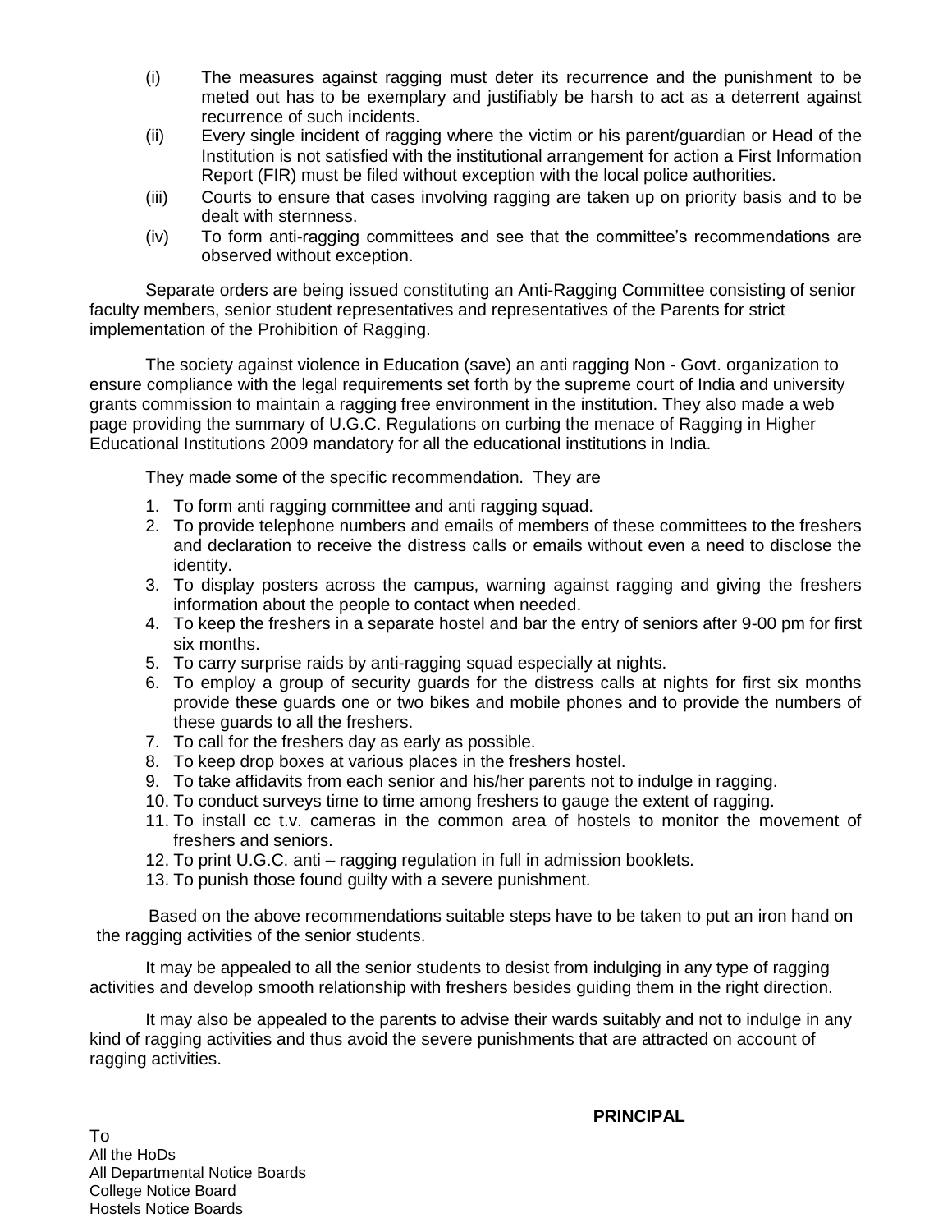(i) The measures against ragging must deter its recurrence and the punishment to be meted out has to be exemplary and justifiably be harsh to act as a deterrent against recurrence of such incidents.

(ii) Every single incident of ragging where the victim or his parent/guardian or Head of the Institution is not satisfied with the institutional arrangement for action a First Information Report (FIR) must be filed without exception with the local police authorities.

(iii) Courts to ensure that cases involving ragging are taken up on priority basis and to be dealt with sternness.

(iv) To form anti-ragging committees and see that the committee's recommendations are observed without exception.

Separate orders are being issued constituting an Anti-Ragging Committee consisting of senior faculty members, senior student representatives and representatives of the Parents for strict implementation of the Prohibition of Ragging.

The society against violence in Education (save) an anti ragging Non - Govt. organization to ensure compliance with the legal requirements set forth by the supreme court of India and university grants commission to maintain a ragging free environment in the institution. They also made a web page providing the summary of U.G.C. Regulations on curbing the menace of Ragging in Higher Educational Institutions 2009 mandatory for all the educational institutions in India.

They made some of the specific recommendation. They are

1. To form anti ragging committee and anti ragging squad.
2. To provide telephone numbers and emails of members of these committees to the freshers and declaration to receive the distress calls or emails without even a need to disclose the identity.
3. To display posters across the campus, warning against ragging and giving the freshers information about the people to contact when needed.
4. To keep the freshers in a separate hostel and bar the entry of seniors after 9-00 pm for first six months.
5. To carry surprise raids by anti-ragging squad especially at nights.
6. To employ a group of security guards for the distress calls at nights for first six months provide these guards one or two bikes and mobile phones and to provide the numbers of these guards to all the freshers.
7. To call for the freshers day as early as possible.
8. To keep drop boxes at various places in the freshers hostel.
9. To take affidavits from each senior and his/her parents not to indulge in ragging.
10. To conduct surveys time to time among freshers to gauge the extent of ragging.
11. To install cc t.v. cameras in the common area of hostels to monitor the movement of freshers and seniors.
12. To print U.G.C. anti – ragging regulation in full in admission booklets.
13. To punish those found guilty with a severe punishment.

Based on the above recommendations suitable steps have to be taken to put an iron hand on the ragging activities of the senior students.

It may be appealed to all the senior students to desist from indulging in any type of ragging activities and develop smooth relationship with freshers besides guiding them in the right direction.

It may also be appealed to the parents to advise their wards suitably and not to indulge in any kind of ragging activities and thus avoid the severe punishments that are attracted on account of ragging activities.

**PRINCIPAL**

To
All the HoDs
All Departmental Notice Boards
College Notice Board
Hostels Notice Boards